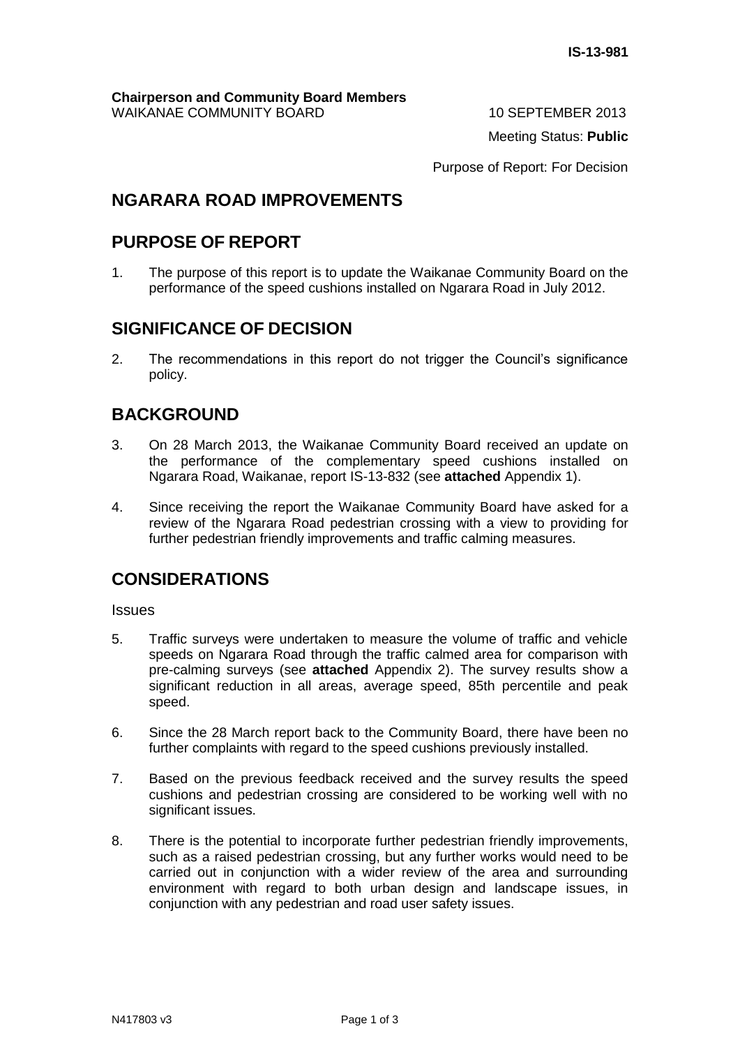IS-13-981

**Chairperson and Community Board Members**
WAIKANAE COMMUNITY BOARD

10 SEPTEMBER 2013

Meeting Status: **Public**

Purpose of Report: For Decision

# NGARARA ROAD IMPROVEMENTS

## PURPOSE OF REPORT

1. The purpose of this report is to update the Waikanae Community Board on the performance of the speed cushions installed on Ngarara Road in July 2012.

## SIGNIFICANCE OF DECISION

2. The recommendations in this report do not trigger the Council's significance policy.

## BACKGROUND

3. On 28 March 2013, the Waikanae Community Board received an update on the performance of the complementary speed cushions installed on Ngarara Road, Waikanae, report IS-13-832 (see **attached** Appendix 1).

4. Since receiving the report the Waikanae Community Board have asked for a review of the Ngarara Road pedestrian crossing with a view to providing for further pedestrian friendly improvements and traffic calming measures.

## CONSIDERATIONS

Issues

5. Traffic surveys were undertaken to measure the volume of traffic and vehicle speeds on Ngarara Road through the traffic calmed area for comparison with pre-calming surveys (see **attached** Appendix 2). The survey results show a significant reduction in all areas, average speed, 85th percentile and peak speed.

6. Since the 28 March report back to the Community Board, there have been no further complaints with regard to the speed cushions previously installed.

7. Based on the previous feedback received and the survey results the speed cushions and pedestrian crossing are considered to be working well with no significant issues.

8. There is the potential to incorporate further pedestrian friendly improvements, such as a raised pedestrian crossing, but any further works would need to be carried out in conjunction with a wider review of the area and surrounding environment with regard to both urban design and landscape issues, in conjunction with any pedestrian and road user safety issues.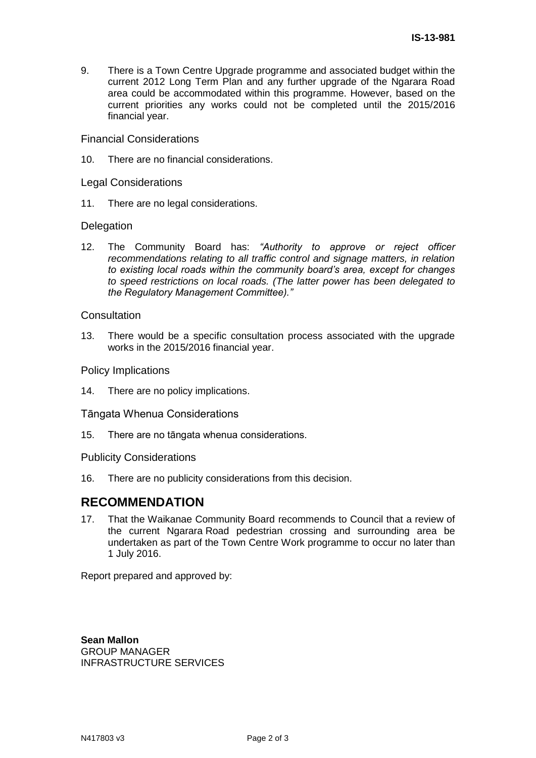9. There is a Town Centre Upgrade programme and associated budget within the current 2012 Long Term Plan and any further upgrade of the Ngarara Road area could be accommodated within this programme. However, based on the current priorities any works could not be completed until the 2015/2016 financial year.

### Financial Considerations

10. There are no financial considerations.

### Legal Considerations

11. There are no legal considerations.

### Delegation

12. The Community Board has: *"Authority to approve or reject officer recommendations relating to all traffic control and signage matters, in relation to existing local roads within the community board's area, except for changes to speed restrictions on local roads. (The latter power has been delegated to the Regulatory Management Committee)."*

### Consultation

13. There would be a specific consultation process associated with the upgrade works in the 2015/2016 financial year.

### Policy Implications

14. There are no policy implications.

### Tāngata Whenua Considerations

15. There are no tāngata whenua considerations.

### Publicity Considerations

16. There are no publicity considerations from this decision.

## RECOMMENDATION

17. That the Waikanae Community Board recommends to Council that a review of the current Ngarara Road pedestrian crossing and surrounding area be undertaken as part of the Town Centre Work programme to occur no later than 1 July 2016.

Report prepared and approved by:

**Sean Mallon**
GROUP MANAGER
INFRASTRUCTURE SERVICES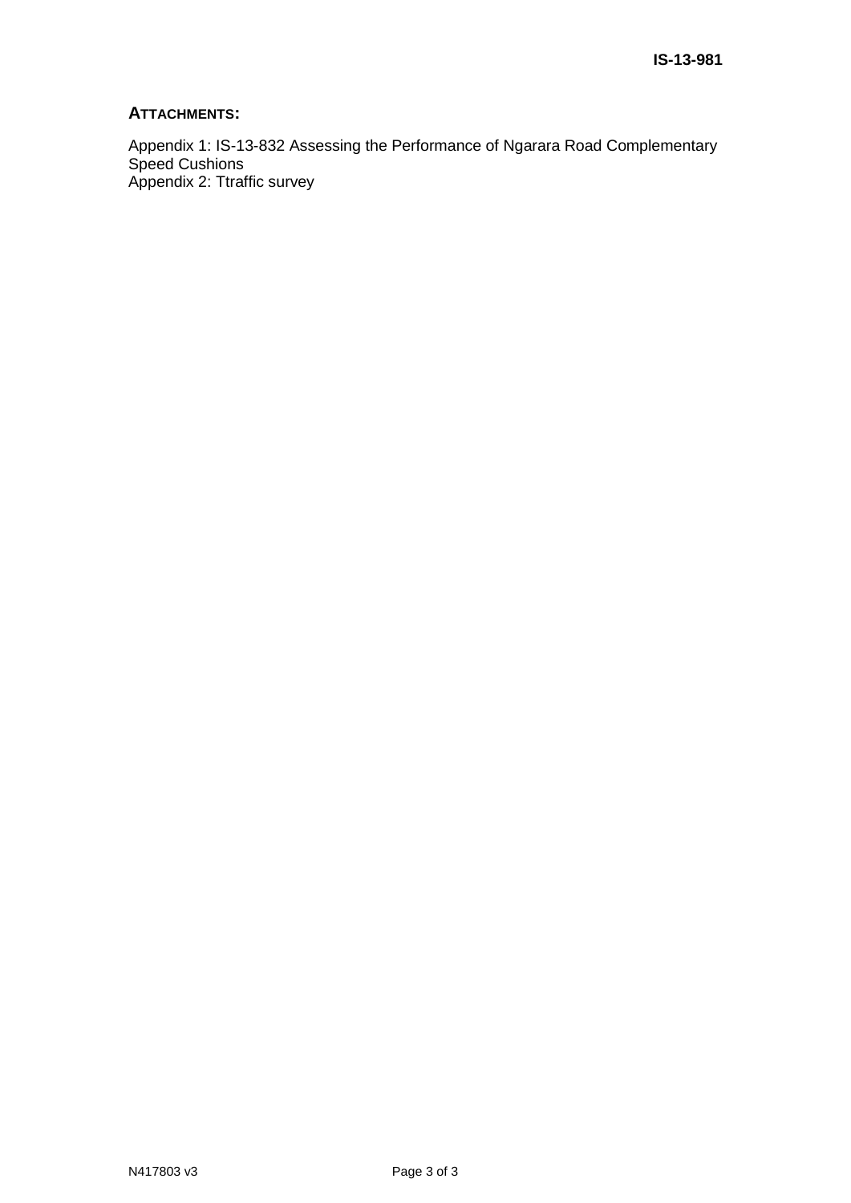## ATTACHMENTS:

Appendix 1: IS-13-832 Assessing the Performance of Ngarara Road Complementary Speed Cushions
Appendix 2: Ttraffic survey